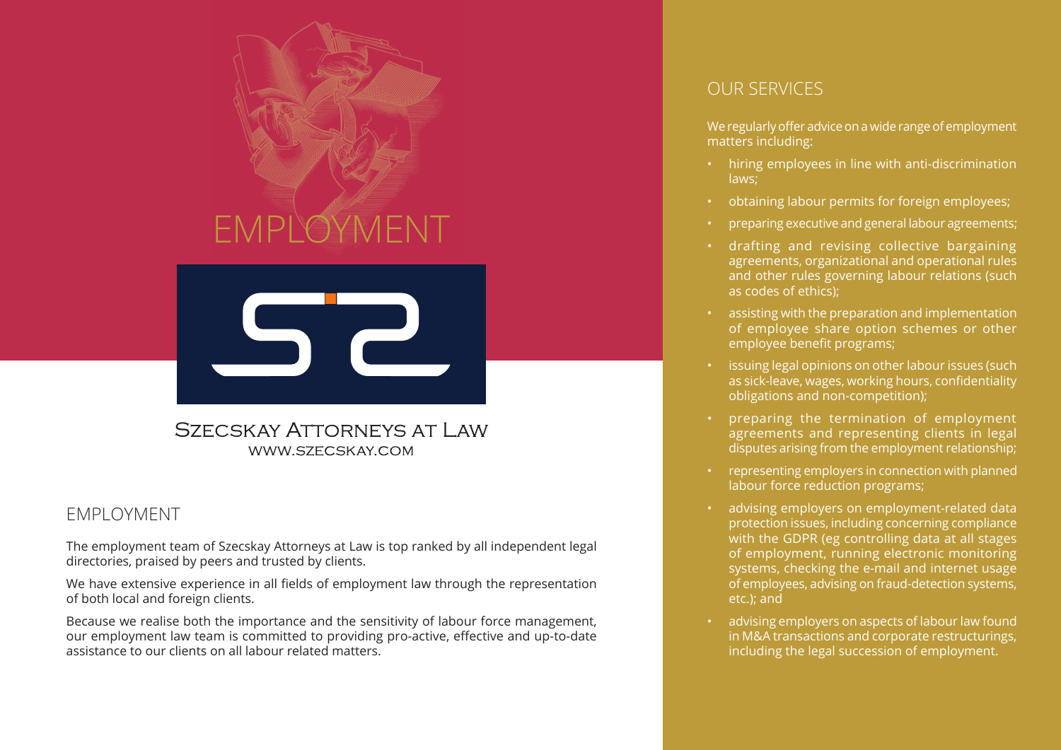# EMPLOYMENT

Szecskay Attorneys at Law
www.szecskay.com

## EMPLOYMENT

The employment team of Szecskay Attorneys at Law is top ranked by all independent legal directories, praised by peers and trusted by clients.

We have extensive experience in all fields of employment law through the representation of both local and foreign clients.

Because we realise both the importance and the sensitivity of labour force management, our employment law team is committed to providing pro-active, effective and up-to-date assistance to our clients on all labour related matters.

## OUR SERVICES

We regularly offer advice on a wide range of employment matters including:

- hiring employees in line with anti-discrimination laws;
- obtaining labour permits for foreign employees;
- preparing executive and general labour agreements;
- drafting and revising collective bargaining agreements, organizational and operational rules and other rules governing labour relations (such as codes of ethics);
- assisting with the preparation and implementation of employee share option schemes or other employee benefit programs;
- issuing legal opinions on other labour issues (such as sick-leave, wages, working hours, confidentiality obligations and non-competition);
- preparing the termination of employment agreements and representing clients in legal disputes arising from the employment relationship;
- representing employers in connection with planned labour force reduction programs;
- advising employers on employment-related data protection issues, including concerning compliance with the GDPR (eg controlling data at all stages of employment, running electronic monitoring systems, checking the e-mail and internet usage of employees, advising on fraud-detection systems, etc.); and
- advising employers on aspects of labour law found in M&A transactions and corporate restructurings, including the legal succession of employment.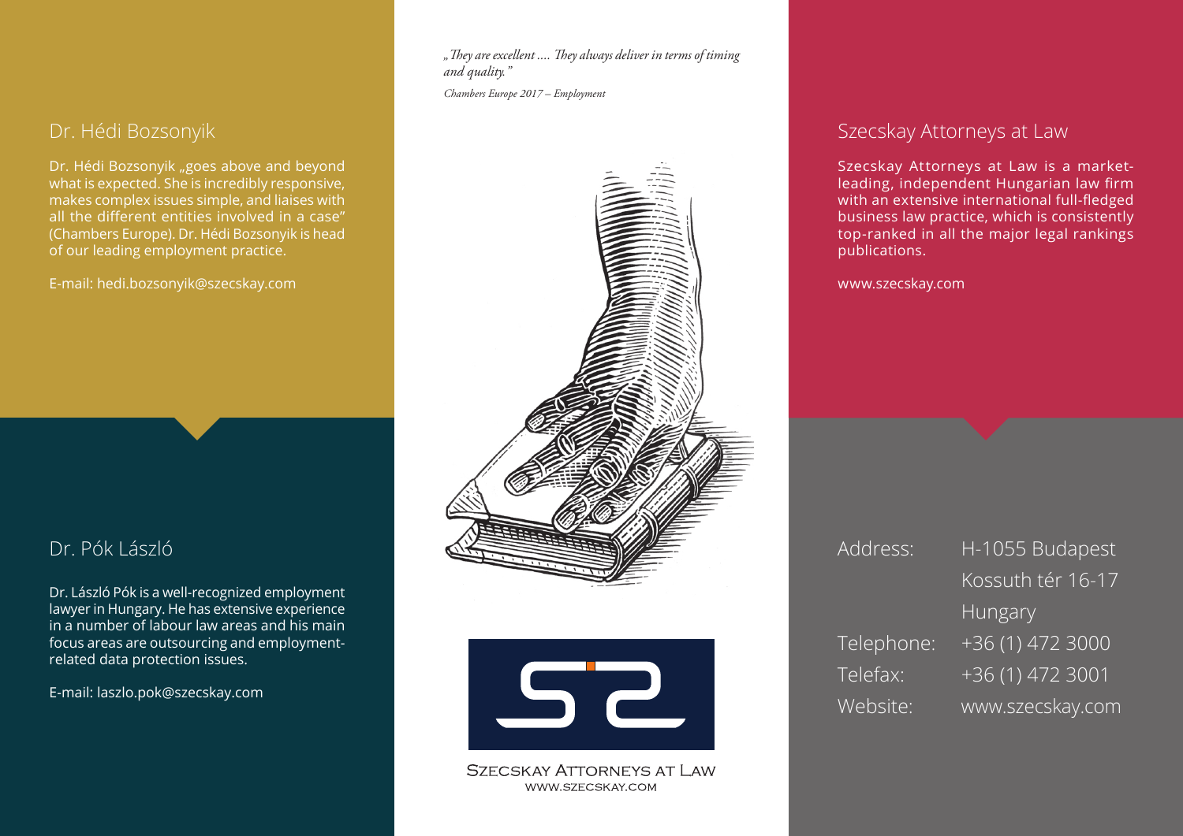## Dr. Hédi Bozsonyik

Dr. Hédi Bozsonyik „goes above and beyond what is expected. She is incredibly responsive, makes complex issues simple, and liaises with all the different entities involved in a case" (Chambers Europe). Dr. Hédi Bozsonyik is head of our leading employment practice.

E-mail: hedi.bozsonyik@szecskay.com

## Dr. Pók László

Dr. László Pók is a well-recognized employment lawyer in Hungary. He has extensive experience in a number of labour law areas and his main focus areas are outsourcing and employment-related data protection issues.

E-mail: laszlo.pok@szecskay.com

*„They are excellent .... They always deliver in terms of timing and quality."*

*Chambers Europe 2017 – Employment*

SZECSKAY ATTORNEYS AT LAW
WWW.SZECSKAY.COM

## Szecskay Attorneys at Law

Szecskay Attorneys at Law is a market-leading, independent Hungarian law firm with an extensive international full-fledged business law practice, which is consistently top-ranked in all the major legal rankings publications.

www.szecskay.com

| | |
|---|---|
| Address: | H-1055 Budapest<br>Kossuth tér 16-17<br>Hungary |
| Telephone: | +36 (1) 472 3000 |
| Telefax: | +36 (1) 472 3001 |
| Website: | www.szecskay.com |